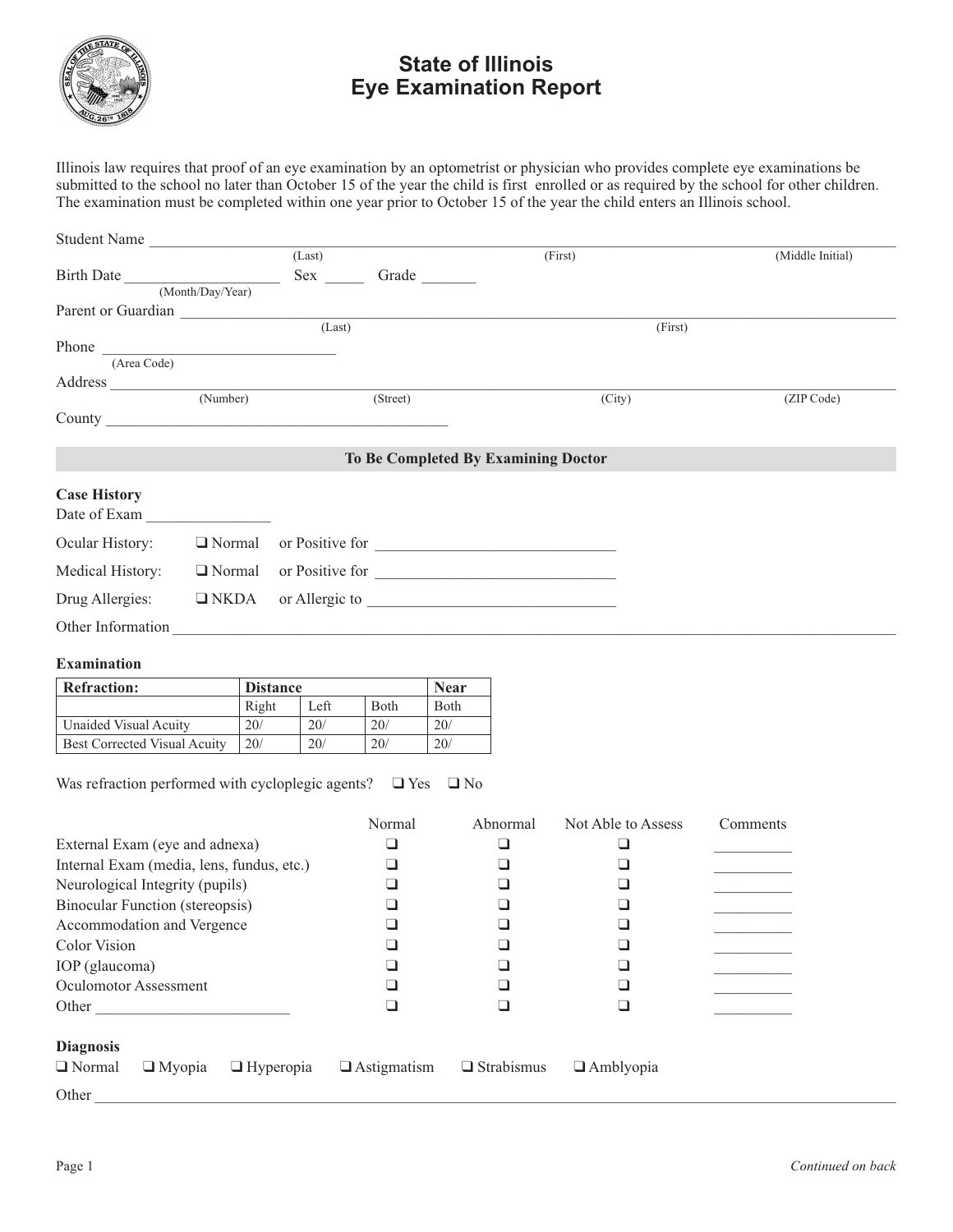# State of Illinois
# Eye Examination Report

Illinois law requires that proof of an eye examination by an optometrist or physician who provides complete eye examinations be submitted to the school no later than October 15 of the year the child is first enrolled or as required by the school for other children. The examination must be completed within one year prior to October 15 of the year the child enters an Illinois school.

Student Name ________________________________________________________________
(Last) (First) (Middle Initial)

Birth Date ____________________ Sex _____ Grade _______
(Month/Day/Year)

Parent or Guardian ____________________________________________________________
(Last) (First)

Phone ______________________________
(Area Code)

Address ______________________________________________________________________
(Number) (Street) (City) (ZIP Code)

County ____________________________________________

**To Be Completed By Examining Doctor**

### Case History

Date of Exam ________________

Ocular History: ❑ Normal or Positive for ______________________________

Medical History: ❑ Normal or Positive for ______________________________

Drug Allergies: ❑ NKDA or Allergic to ______________________________

Other Information ______________________________________________________________

### Examination

| Refraction: | Distance | | | Near |
|---|---|---|---|---|
| | Right | Left | Both | Both |
| Unaided Visual Acuity | 20/ | 20/ | 20/ | 20/ |
| Best Corrected Visual Acuity | 20/ | 20/ | 20/ | 20/ |

Was refraction performed with cycloplegic agents? ❑ Yes ❑ No

| | Normal | Abnormal | Not Able to Assess | Comments |
|---|---|---|---|---|
| External Exam (eye and adnexa) | ❑ | ❑ | ❑ | __________ |
| Internal Exam (media, lens, fundus, etc.) | ❑ | ❑ | ❑ | __________ |
| Neurological Integrity (pupils) | ❑ | ❑ | ❑ | __________ |
| Binocular Function (stereopsis) | ❑ | ❑ | ❑ | __________ |
| Accommodation and Vergence | ❑ | ❑ | ❑ | __________ |
| Color Vision | ❑ | ❑ | ❑ | __________ |
| IOP (glaucoma) | ❑ | ❑ | ❑ | __________ |
| Oculomotor Assessment | ❑ | ❑ | ❑ | __________ |
| Other ________________________ | ❑ | ❑ | ❑ | __________ |

### Diagnosis

❑ Normal ❑ Myopia ❑ Hyperopia ❑ Astigmatism ❑ Strabismus ❑ Amblyopia

Other ______________________________________________________________________

*Continued on back*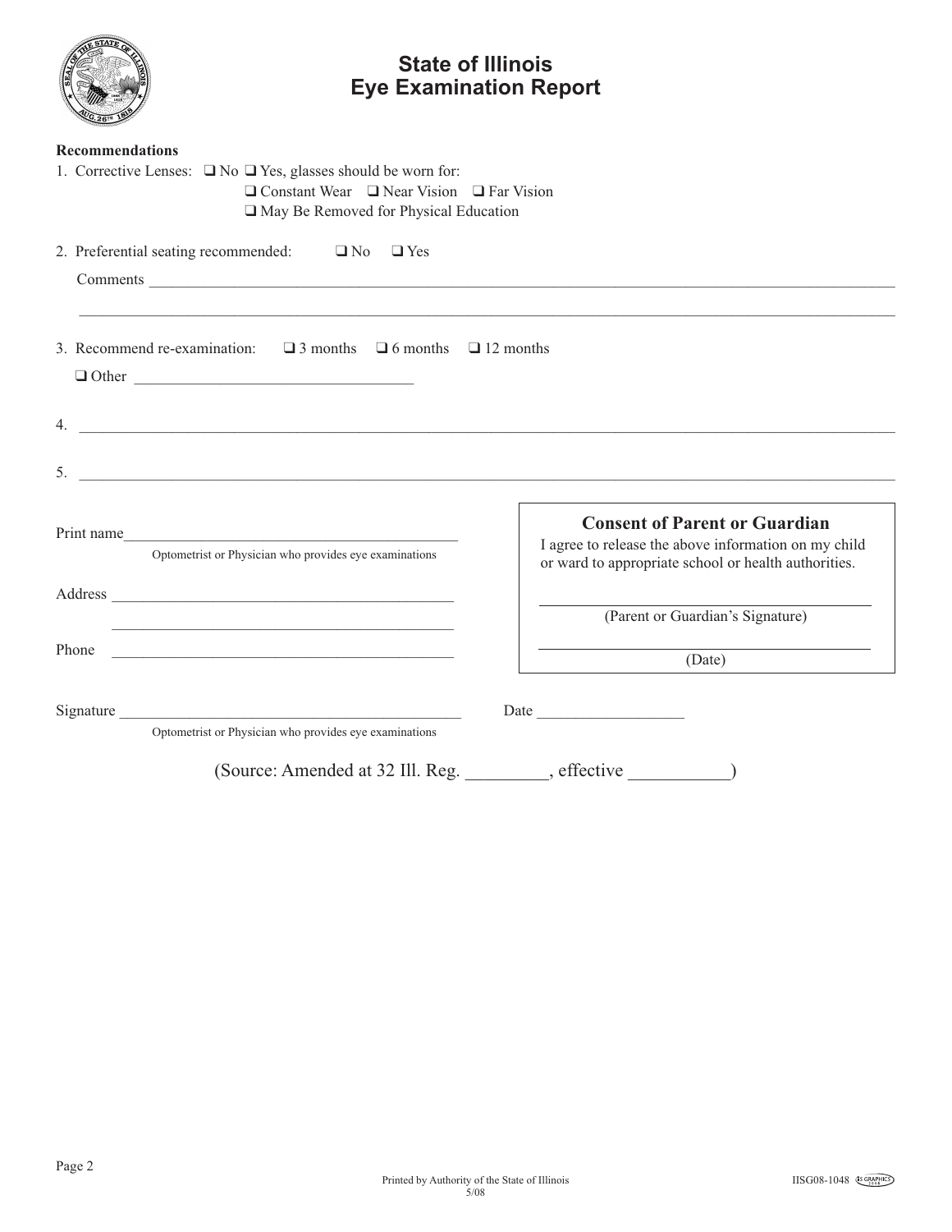# State of Illinois
# Eye Examination Report

**Recommendations**

1. Corrective Lenses: ❑ No ❑ Yes, glasses should be worn for:
   ❑ Constant Wear ❑ Near Vision ❑ Far Vision
   ❑ May Be Removed for Physical Education

2. Preferential seating recommended: ❑ No ❑ Yes
   Comments ____________________________________________________________
   ____________________________________________________________________

3. Recommend re-examination: ❑ 3 months ❑ 6 months ❑ 12 months
   ❑ Other ____________________________

4. ____________________________________________________________________

5. ____________________________________________________________________

Print name____________________________________
Optometrist or Physician who provides eye examinations

Address ______________________________________
_____________________________________________

Phone ________________________________________

**Consent of Parent or Guardian**

I agree to release the above information on my child or ward to appropriate school or health authorities.

_____________________________________________
(Parent or Guardian's Signature)

_____________________________________________
(Date)

Signature ____________________________________ Date __________________
Optometrist or Physician who provides eye examinations

(Source: Amended at 32 Ill. Reg. _________, effective ___________)

Printed by Authority of the State of Illinois
5/08

IISG08-1048